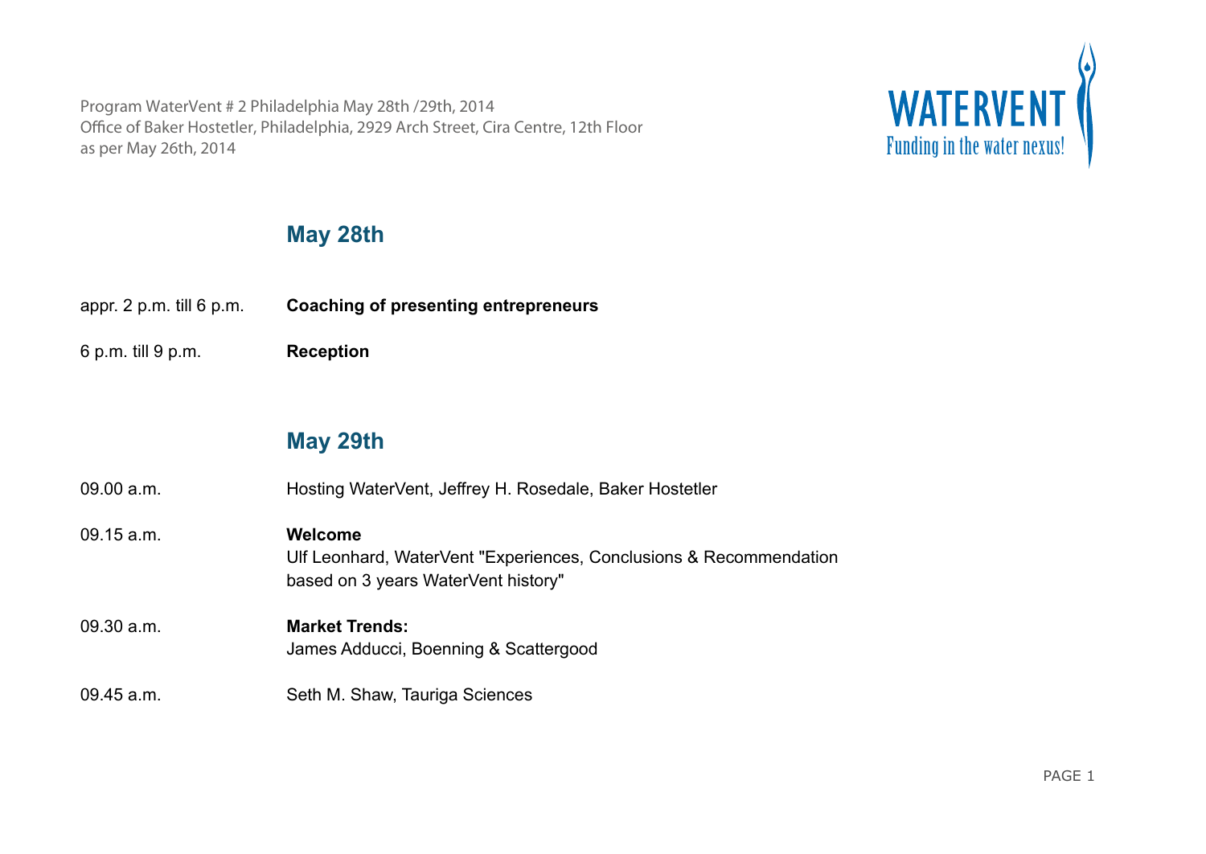Program WaterVent # 2 Philadelphia May 28th /29th, 2014
Office of Baker Hostetler, Philadelphia, 2929 Arch Street, Cira Centre, 12th Floor
as per May 26th, 2014

WATERVENT
Funding in the water nexus!

## May 28th

| | |
|---|---|
| appr. 2 p.m. till 6 p.m. | **Coaching of presenting entrepreneurs** |
| 6 p.m. till 9 p.m. | **Reception** |

## May 29th

| | |
|---|---|
| 09.00 a.m. | Hosting WaterVent, Jeffrey H. Rosedale, Baker Hostetler |
| 09.15 a.m. | **Welcome**<br>Ulf Leonhard, WaterVent "Experiences, Conclusions & Recommendation based on 3 years WaterVent history" |
| 09.30 a.m. | **Market Trends:**<br>James Adducci, Boenning & Scattergood |
| 09.45 a.m. | Seth M. Shaw, Tauriga Sciences |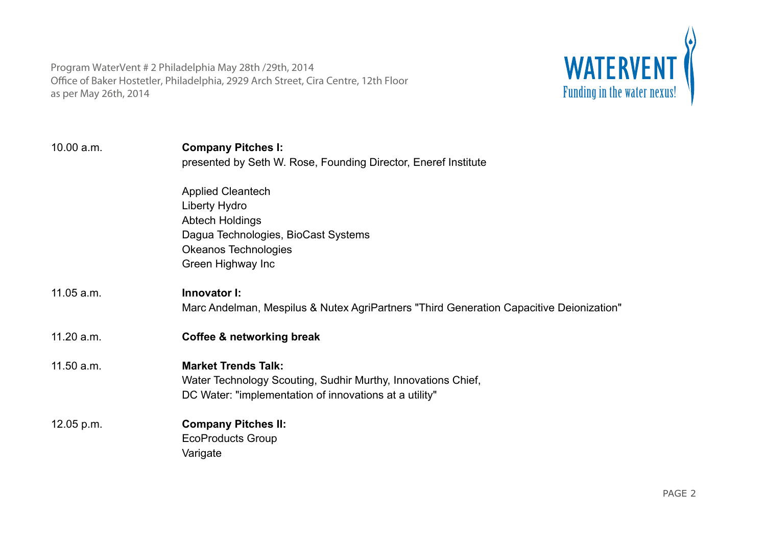Program WaterVent # 2 Philadelphia May 28th /29th, 2014
Office of Baker Hostetler, Philadelphia, 2929 Arch Street, Cira Centre, 12th Floor
as per May 26th, 2014

WATERVENT
Funding in the water nexus!

| | |
|---|---|
| 10.00 a.m. | **Company Pitches I:**<br>presented by Seth W. Rose, Founding Director, Eneref Institute<br><br>Applied Cleantech<br>Liberty Hydro<br>Abtech Holdings<br>Dagua Technologies, BioCast Systems<br>Okeanos Technologies<br>Green Highway Inc |
| 11.05 a.m. | **Innovator I:**<br>Marc Andelman, Mespilus & Nutex AgriPartners "Third Generation Capacitive Deionization" |
| 11.20 a.m. | **Coffee & networking break** |
| 11.50 a.m. | **Market Trends Talk:**<br>Water Technology Scouting, Sudhir Murthy, Innovations Chief,<br>DC Water: "implementation of innovations at a utility" |
| 12.05 p.m. | **Company Pitches II:**<br>EcoProducts Group<br>Varigate |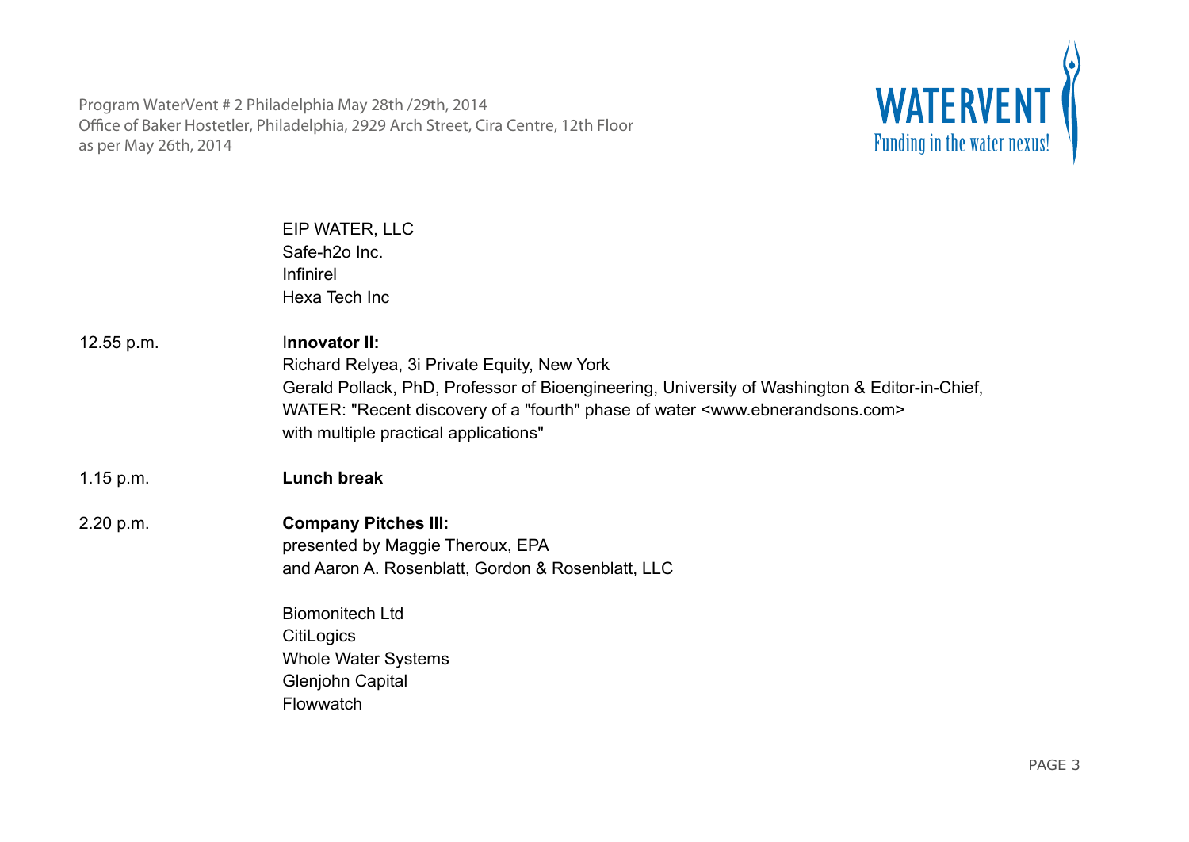EIP WATER, LLC
Safe-h2o Inc.
Infinirel
Hexa Tech Inc

| | |
|---|---|
| 12.55 p.m. | **Innovator II:**<br>Richard Relyea, 3i Private Equity, New York<br>Gerald Pollack, PhD, Professor of Bioengineering, University of Washington & Editor-in-Chief, WATER: "Recent discovery of a "fourth" phase of water <www.ebnerandsons.com> with multiple practical applications" |
| 1.15 p.m. | **Lunch break** |
| 2.20 p.m. | **Company Pitches III:**<br>presented by Maggie Theroux, EPA<br>and Aaron A. Rosenblatt, Gordon & Rosenblatt, LLC<br><br>Biomonitech Ltd<br>CitiLogics<br>Whole Water Systems<br>Glenjohn Capital<br>Flowwatch |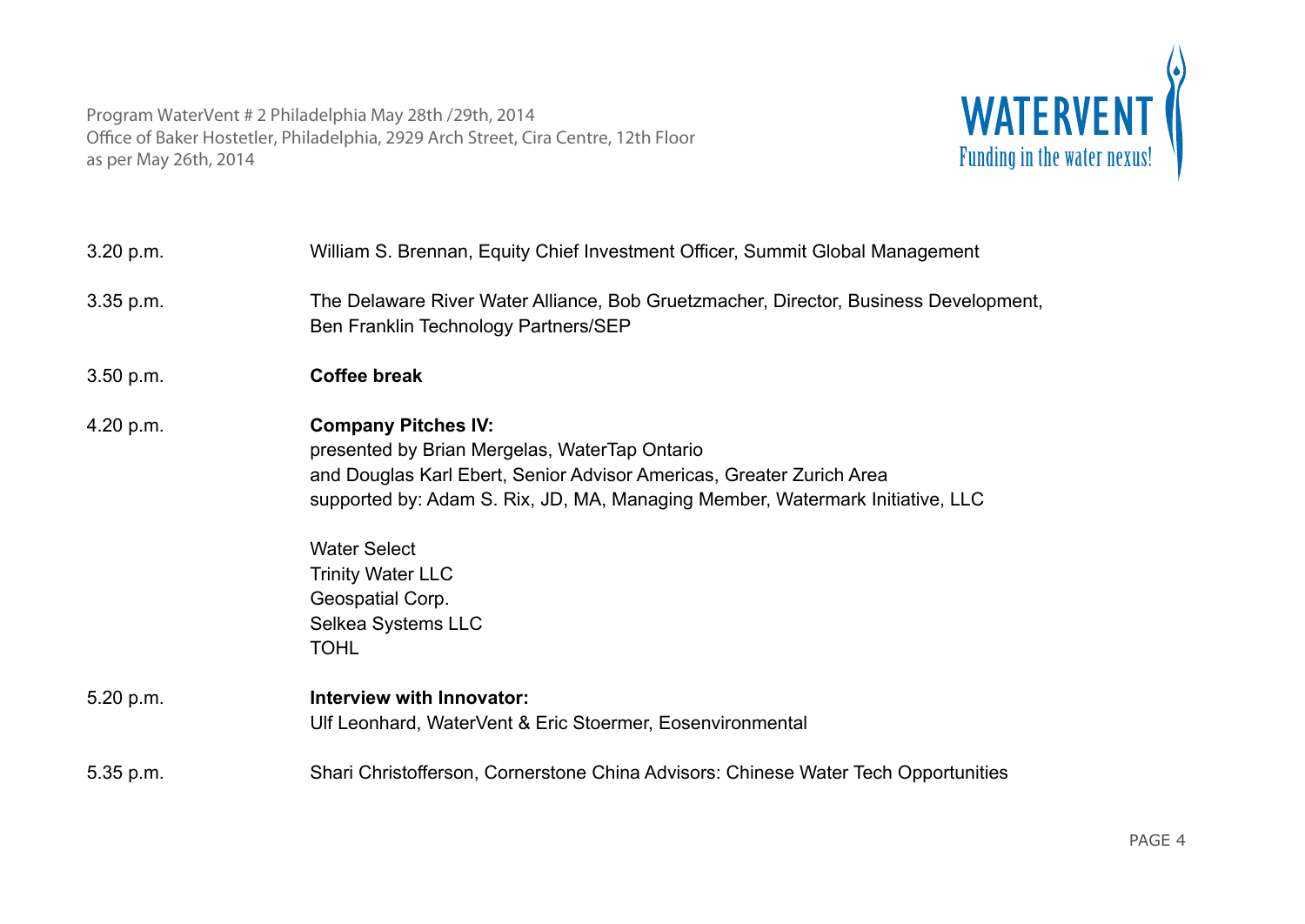| | |
|---|---|
| 3.20 p.m. | William S. Brennan, Equity Chief Investment Officer, Summit Global Management |
| 3.35 p.m. | The Delaware River Water Alliance, Bob Gruetzmacher, Director, Business Development, Ben Franklin Technology Partners/SEP |
| 3.50 p.m. | **Coffee break** |
| 4.20 p.m. | **Company Pitches IV:**<br>presented by Brian Mergelas, WaterTap Ontario<br>and Douglas Karl Ebert, Senior Advisor Americas, Greater Zurich Area<br>supported by: Adam S. Rix, JD, MA, Managing Member, Watermark Initiative, LLC<br><br>Water Select<br>Trinity Water LLC<br>Geospatial Corp.<br>Selkea Systems LLC<br>TOHL |
| 5.20 p.m. | **Interview with Innovator:**<br>Ulf Leonhard, WaterVent & Eric Stoermer, Eosenvironmental |
| 5.35 p.m. | Shari Christofferson, Cornerstone China Advisors: Chinese Water Tech Opportunities |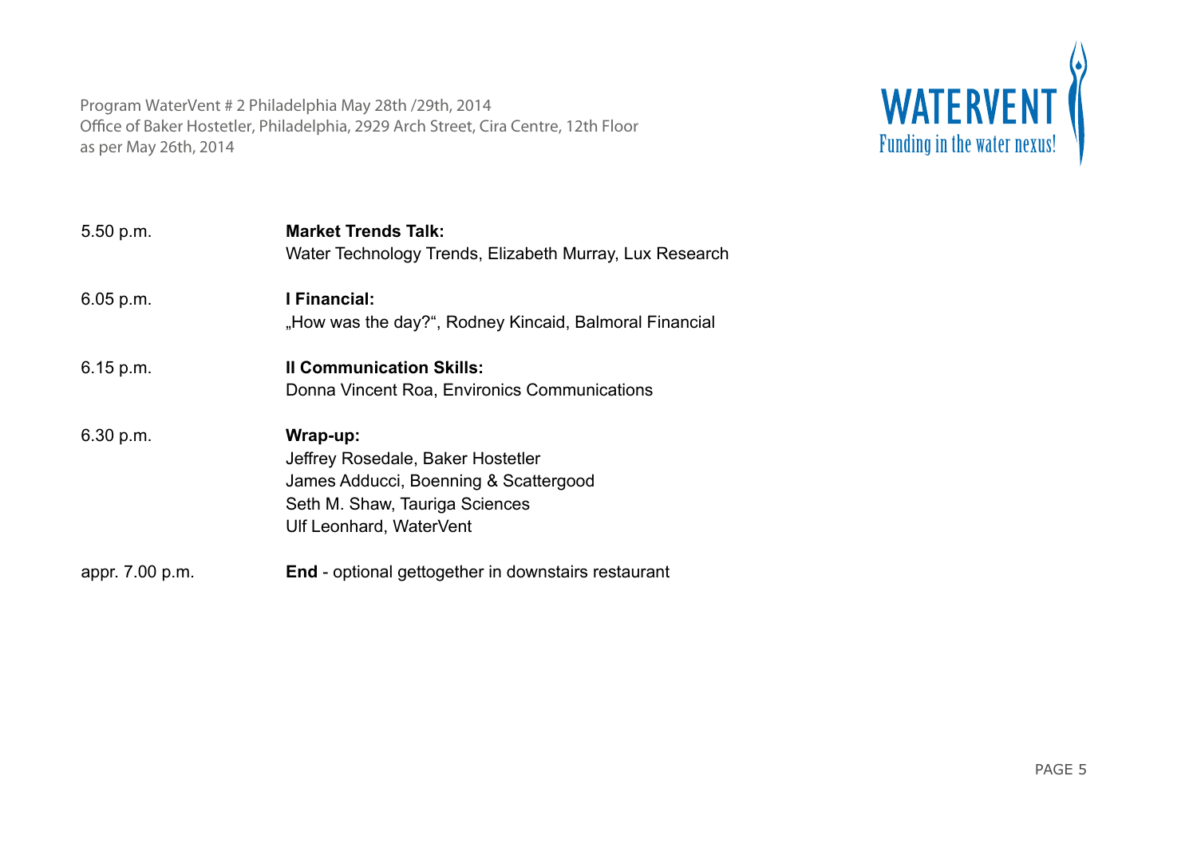Program WaterVent # 2 Philadelphia May 28th /29th, 2014
Office of Baker Hostetler, Philadelphia, 2929 Arch Street, Cira Centre, 12th Floor
as per May 26th, 2014

WATERVENT
Funding in the water nexus!

| | |
|---|---|
| 5.50 p.m. | **Market Trends Talk:**<br>Water Technology Trends, Elizabeth Murray, Lux Research |
| 6.05 p.m. | **I Financial:**<br>„How was the day?", Rodney Kincaid, Balmoral Financial |
| 6.15 p.m. | **II Communication Skills:**<br>Donna Vincent Roa, Environics Communications |
| 6.30 p.m. | **Wrap-up:**<br>Jeffrey Rosedale, Baker Hostetler<br>James Adducci, Boenning & Scattergood<br>Seth M. Shaw, Tauriga Sciences<br>Ulf Leonhard, WaterVent |
| appr. 7.00 p.m. | **End** - optional gettogether in downstairs restaurant |